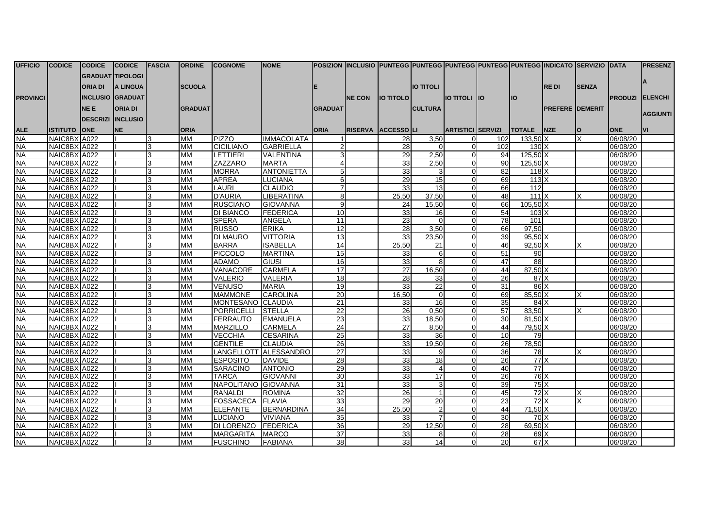| UFFICIO PROVINCIALE | CODICE ISTITUTO | CODICE GRADUATORIA DI INCLUSIONE E DESCRIZIONE | CODICE TIPOLOGIA LINGUA GRADUATORIA DI INCLUSIONE | FASCIA | ORDINE SCUOLA GRADUATORIA | COGNOME | NOME | POSIZIONE GRADUATORIA | INCLUSIONE CON RISERVA | PUNTEGGIO TITOLO ACCESSO | PUNTEGGIO TITOLI CULTURALI | PUNTEGGIO TITOLI ARTISTICI | PUNTEGGIO SERVIZI | PUNTEGGIO TOTALE | INDICATORE DI PREFERENZE | SERVIZIO SENZA DEMERITO | DATA PRODUZIONE | PRESENZA ELENCHI AGGIUNTIVI |
|---|---|---|---|---|---|---|---|---|---|---|---|---|---|---|---|---|---|---|
| NA | NAIC8BX | A022 | I | 3 | MM | PIZZO | IMMACOLATA | 1 | | 28 | 3,50 | 0 | 102 | 133,50 | X | X | 06/08/20 | |
| NA | NAIC8BX | A022 | I | 3 | MM | CICILIANO | GABRIELLA | 2 | | 28 | 0 | 0 | 102 | 130 | X | | 06/08/20 | |
| NA | NAIC8BX | A022 | I | 3 | MM | LETTIERI | VALENTINA | 3 | | 29 | 2,50 | 0 | 94 | 125,50 | X | | 06/08/20 | |
| NA | NAIC8BX | A022 | I | 3 | MM | ZAZZARO | MARTA | 4 | | 33 | 2,50 | 0 | 90 | 125,50 | X | | 06/08/20 | |
| NA | NAIC8BX | A022 | I | 3 | MM | MORRA | ANTONIETTA | 5 | | 33 | 3 | 0 | 82 | 118 | X | | 06/08/20 | |
| NA | NAIC8BX | A022 | I | 3 | MM | APREA | LUCIANA | 6 | | 29 | 15 | 0 | 69 | 113 | X | | 06/08/20 | |
| NA | NAIC8BX | A022 | I | 3 | MM | LAURI | CLAUDIO | 7 | | 33 | 13 | 0 | 66 | 112 | | | 06/08/20 | |
| NA | NAIC8BX | A022 | I | 3 | MM | D'AURIA | LIBERATINA | 8 | | 25,50 | 37,50 | 0 | 48 | 111 | X | X | 06/08/20 | |
| NA | NAIC8BX | A022 | I | 3 | MM | RUSCIANO | GIOVANNA | 9 | | 24 | 15,50 | 0 | 66 | 105,50 | X | | 06/08/20 | |
| NA | NAIC8BX | A022 | I | 3 | MM | DI BIANCO | FEDERICA | 10 | | 33 | 16 | 0 | 54 | 103 | X | | 06/08/20 | |
| NA | NAIC8BX | A022 | I | 3 | MM | SPERA | ANGELA | 11 | | 23 | 0 | 0 | 78 | 101 | | | 06/08/20 | |
| NA | NAIC8BX | A022 | I | 3 | MM | RUSSO | ERIKA | 12 | | 28 | 3,50 | 0 | 66 | 97,50 | | | 06/08/20 | |
| NA | NAIC8BX | A022 | I | 3 | MM | DI MAURO | VITTORIA | 13 | | 33 | 23,50 | 0 | 39 | 95,50 | X | | 06/08/20 | |
| NA | NAIC8BX | A022 | I | 3 | MM | BARRA | ISABELLA | 14 | | 25,50 | 21 | 0 | 46 | 92,50 | X | X | 06/08/20 | |
| NA | NAIC8BX | A022 | I | 3 | MM | PICCOLO | MARTINA | 15 | | 33 | 6 | 0 | 51 | 90 | | | 06/08/20 | |
| NA | NAIC8BX | A022 | I | 3 | MM | ADAMO | GIUSI | 16 | | 33 | 8 | 0 | 47 | 88 | | | 06/08/20 | |
| NA | NAIC8BX | A022 | I | 3 | MM | VANACORE | CARMELA | 17 | | 27 | 16,50 | 0 | 44 | 87,50 | X | | 06/08/20 | |
| NA | NAIC8BX | A022 | I | 3 | MM | VALERIO | VALERIA | 18 | | 28 | 33 | 0 | 26 | 87 | X | | 06/08/20 | |
| NA | NAIC8BX | A022 | I | 3 | MM | VENUSO | MARIA | 19 | | 33 | 22 | 0 | 31 | 86 | X | | 06/08/20 | |
| NA | NAIC8BX | A022 | I | 3 | MM | MAMMONE | CAROLINA | 20 | | 16,50 | 0 | 0 | 69 | 85,50 | X | X | 06/08/20 | |
| NA | NAIC8BX | A022 | I | 3 | MM | MONTESANO | CLAUDIA | 21 | | 33 | 16 | 0 | 35 | 84 | X | | 06/08/20 | |
| NA | NAIC8BX | A022 | I | 3 | MM | PORRICELLI | STELLA | 22 | | 26 | 0,50 | 0 | 57 | 83,50 | | X | 06/08/20 | |
| NA | NAIC8BX | A022 | I | 3 | MM | FERRAUTO | EMANUELA | 23 | | 33 | 18,50 | 0 | 30 | 81,50 | X | | 06/08/20 | |
| NA | NAIC8BX | A022 | I | 3 | MM | MARZILLO | CARMELA | 24 | | 27 | 8,50 | 0 | 44 | 79,50 | X | | 06/08/20 | |
| NA | NAIC8BX | A022 | I | 3 | MM | VECCHIA | CESARINA | 25 | | 33 | 36 | 0 | 10 | 79 | | | 06/08/20 | |
| NA | NAIC8BX | A022 | I | 3 | MM | GENTILE | CLAUDIA | 26 | | 33 | 19,50 | 0 | 26 | 78,50 | | | 06/08/20 | |
| NA | NAIC8BX | A022 | I | 3 | MM | LANGELLOTT | ALESSANDRO | 27 | | 33 | 9 | 0 | 36 | 78 | | X | 06/08/20 | |
| NA | NAIC8BX | A022 | I | 3 | MM | ESPOSITO | DAVIDE | 28 | | 33 | 18 | 0 | 26 | 77 | X | | 06/08/20 | |
| NA | NAIC8BX | A022 | I | 3 | MM | SARACINO | ANTONIO | 29 | | 33 | 4 | 0 | 40 | 77 | | | 06/08/20 | |
| NA | NAIC8BX | A022 | I | 3 | MM | TARCA | GIOVANNI | 30 | | 33 | 17 | 0 | 26 | 76 | X | | 06/08/20 | |
| NA | NAIC8BX | A022 | I | 3 | MM | NAPOLITANO | GIOVANNA | 31 | | 33 | 3 | 0 | 39 | 75 | X | | 06/08/20 | |
| NA | NAIC8BX | A022 | I | 3 | MM | RANALDI | ROMINA | 32 | | 26 | 1 | 0 | 45 | 72 | X | X | 06/08/20 | |
| NA | NAIC8BX | A022 | I | 3 | MM | FOSSACECA | FLAVIA | 33 | | 29 | 20 | 0 | 23 | 72 | X | X | 06/08/20 | |
| NA | NAIC8BX | A022 | I | 3 | MM | ELEFANTE | BERNARDINA | 34 | | 25,50 | 2 | 0 | 44 | 71,50 | X | | 06/08/20 | |
| NA | NAIC8BX | A022 | I | 3 | MM | LUCIANO | VIVIANA | 35 | | 33 | 7 | 0 | 30 | 70 | X | | 06/08/20 | |
| NA | NAIC8BX | A022 | I | 3 | MM | DI LORENZO | FEDERICA | 36 | | 29 | 12,50 | 0 | 28 | 69,50 | X | | 06/08/20 | |
| NA | NAIC8BX | A022 | I | 3 | MM | MARGARITA | MARCO | 37 | | 33 | 8 | 0 | 28 | 69 | X | | 06/08/20 | |
| NA | NAIC8BX | A022 | I | 3 | MM | FUSCHINO | FABIANA | 38 | | 33 | 14 | 0 | 20 | 67 | X | | 06/08/20 | |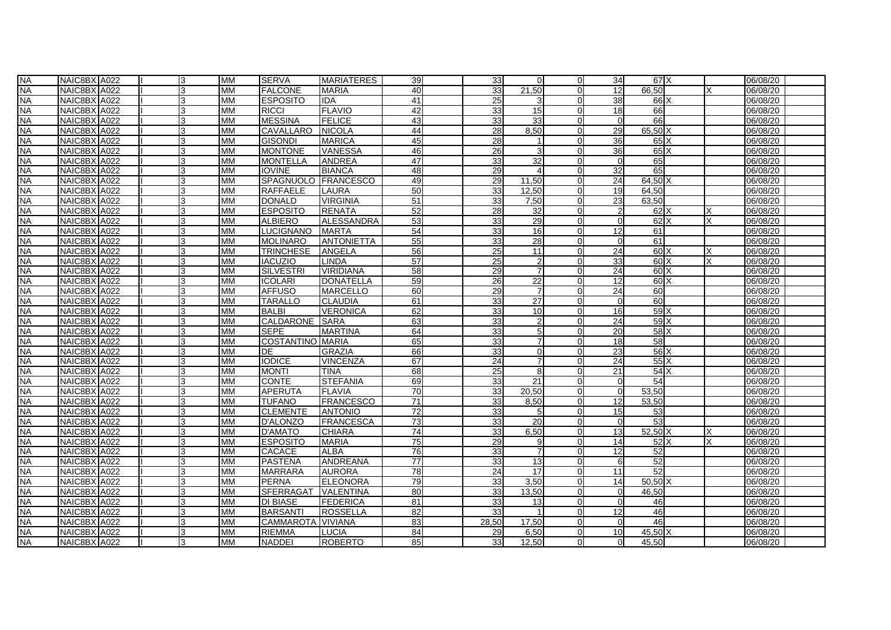| | | | | | | | | | | | | | | | | | | |
|---|---|---|---|---|---|---|---|---|---|---|---|---|---|---|---|---|---|---|
| NA | NAIC8BX | A022 | | I | 3 | MM | SERVA | MARIATERES | 39 | | 33 | 0 | 0 | 34 | 67 | X | | 06/08/20 |
| NA | NAIC8BX | A022 | | I | 3 | MM | FALCONE | MARIA | 40 | | 33 | 21,50 | 0 | 12 | 66,50 | | X | 06/08/20 |
| NA | NAIC8BX | A022 | | I | 3 | MM | ESPOSITO | IDA | 41 | | 25 | 3 | 0 | 38 | 66 | X | | 06/08/20 |
| NA | NAIC8BX | A022 | | I | 3 | MM | RICCI | FLAVIO | 42 | | 33 | 15 | 0 | 18 | 66 | | | 06/08/20 |
| NA | NAIC8BX | A022 | | I | 3 | MM | MESSINA | FELICE | 43 | | 33 | 33 | 0 | 0 | 66 | | | 06/08/20 |
| NA | NAIC8BX | A022 | | I | 3 | MM | CAVALLARO | NICOLA | 44 | | 28 | 8,50 | 0 | 29 | 65,50 | X | | 06/08/20 |
| NA | NAIC8BX | A022 | | I | 3 | MM | GISONDI | MARICA | 45 | | 28 | 1 | 0 | 36 | 65 | X | | 06/08/20 |
| NA | NAIC8BX | A022 | | I | 3 | MM | MONTONE | VANESSA | 46 | | 26 | 3 | 0 | 36 | 65 | X | | 06/08/20 |
| NA | NAIC8BX | A022 | | I | 3 | MM | MONTELLA | ANDREA | 47 | | 33 | 32 | 0 | 0 | 65 | | | 06/08/20 |
| NA | NAIC8BX | A022 | | I | 3 | MM | IOVINE | BIANCA | 48 | | 29 | 4 | 0 | 32 | 65 | | | 06/08/20 |
| NA | NAIC8BX | A022 | | I | 3 | MM | SPAGNUOLO | FRANCESCO | 49 | | 29 | 11,50 | 0 | 24 | 64,50 | X | | 06/08/20 |
| NA | NAIC8BX | A022 | | I | 3 | MM | RAFFAELE | LAURA | 50 | | 33 | 12,50 | 0 | 19 | 64,50 | | | 06/08/20 |
| NA | NAIC8BX | A022 | | I | 3 | MM | DONALD | VIRGINIA | 51 | | 33 | 7,50 | 0 | 23 | 63,50 | | | 06/08/20 |
| NA | NAIC8BX | A022 | | I | 3 | MM | ESPOSITO | RENATA | 52 | | 28 | 32 | 0 | 2 | 62 | X | X | 06/08/20 |
| NA | NAIC8BX | A022 | | I | 3 | MM | ALBIERO | ALESSANDRA | 53 | | 33 | 29 | 0 | 0 | 62 | X | X | 06/08/20 |
| NA | NAIC8BX | A022 | | I | 3 | MM | LUCIGNANO | MARTA | 54 | | 33 | 16 | 0 | 12 | 61 | | | 06/08/20 |
| NA | NAIC8BX | A022 | | I | 3 | MM | MOLINARO | ANTONIETTA | 55 | | 33 | 28 | 0 | 0 | 61 | | | 06/08/20 |
| NA | NAIC8BX | A022 | | I | 3 | MM | TRINCHESE | ANGELA | 56 | | 25 | 11 | 0 | 24 | 60 | X | X | 06/08/20 |
| NA | NAIC8BX | A022 | | I | 3 | MM | IACUZIO | LINDA | 57 | | 25 | 2 | 0 | 33 | 60 | X | X | 06/08/20 |
| NA | NAIC8BX | A022 | | I | 3 | MM | SILVESTRI | VIRIDIANA | 58 | | 29 | 7 | 0 | 24 | 60 | X | | 06/08/20 |
| NA | NAIC8BX | A022 | | I | 3 | MM | ICOLARI | DONATELLA | 59 | | 26 | 22 | 0 | 12 | 60 | X | | 06/08/20 |
| NA | NAIC8BX | A022 | | I | 3 | MM | AFFUSO | MARCELLO | 60 | | 29 | 7 | 0 | 24 | 60 | | | 06/08/20 |
| NA | NAIC8BX | A022 | | I | 3 | MM | TARALLO | CLAUDIA | 61 | | 33 | 27 | 0 | 0 | 60 | | | 06/08/20 |
| NA | NAIC8BX | A022 | | I | 3 | MM | BALBI | VERONICA | 62 | | 33 | 10 | 0 | 16 | 59 | X | | 06/08/20 |
| NA | NAIC8BX | A022 | | I | 3 | MM | CALDARONE | SARA | 63 | | 33 | 2 | 0 | 24 | 59 | X | | 06/08/20 |
| NA | NAIC8BX | A022 | | I | 3 | MM | SEPE | MARTINA | 64 | | 33 | 5 | 0 | 20 | 58 | X | | 06/08/20 |
| NA | NAIC8BX | A022 | | I | 3 | MM | COSTANTINO | MARIA | 65 | | 33 | 7 | 0 | 18 | 58 | | | 06/08/20 |
| NA | NAIC8BX | A022 | | I | 3 | MM | DE | GRAZIA | 66 | | 33 | 0 | 0 | 23 | 56 | X | | 06/08/20 |
| NA | NAIC8BX | A022 | | I | 3 | MM | IODICE | VINCENZA | 67 | | 24 | 7 | 0 | 24 | 55 | X | | 06/08/20 |
| NA | NAIC8BX | A022 | | I | 3 | MM | MONTI | TINA | 68 | | 25 | 8 | 0 | 21 | 54 | X | | 06/08/20 |
| NA | NAIC8BX | A022 | | I | 3 | MM | CONTE | STEFANIA | 69 | | 33 | 21 | 0 | 0 | 54 | | | 06/08/20 |
| NA | NAIC8BX | A022 | | I | 3 | MM | APERUTA | FLAVIA | 70 | | 33 | 20,50 | 0 | 0 | 53,50 | | | 06/08/20 |
| NA | NAIC8BX | A022 | | I | 3 | MM | TUFANO | FRANCESCO | 71 | | 33 | 8,50 | 0 | 12 | 53,50 | | | 06/08/20 |
| NA | NAIC8BX | A022 | | I | 3 | MM | CLEMENTE | ANTONIO | 72 | | 33 | 5 | 0 | 15 | 53 | | | 06/08/20 |
| NA | NAIC8BX | A022 | | I | 3 | MM | D'ALONZO | FRANCESCA | 73 | | 33 | 20 | 0 | 0 | 53 | | | 06/08/20 |
| NA | NAIC8BX | A022 | | I | 3 | MM | D'AMATO | CHIARA | 74 | | 33 | 6,50 | 0 | 13 | 52,50 | X | X | 06/08/20 |
| NA | NAIC8BX | A022 | | I | 3 | MM | ESPOSITO | MARIA | 75 | | 29 | 9 | 0 | 14 | 52 | X | X | 06/08/20 |
| NA | NAIC8BX | A022 | | I | 3 | MM | CACACE | ALBA | 76 | | 33 | 7 | 0 | 12 | 52 | | | 06/08/20 |
| NA | NAIC8BX | A022 | | I | 3 | MM | PASTENA | ANDREANA | 77 | | 33 | 13 | 0 | 6 | 52 | | | 06/08/20 |
| NA | NAIC8BX | A022 | | I | 3 | MM | MARRARA | AURORA | 78 | | 24 | 17 | 0 | 11 | 52 | | | 06/08/20 |
| NA | NAIC8BX | A022 | | I | 3 | MM | PERNA | ELEONORA | 79 | | 33 | 3,50 | 0 | 14 | 50,50 | X | | 06/08/20 |
| NA | NAIC8BX | A022 | | I | 3 | MM | SFERRAGAT | VALENTINA | 80 | | 33 | 13,50 | 0 | 0 | 46,50 | | | 06/08/20 |
| NA | NAIC8BX | A022 | | I | 3 | MM | DI BIASE | FEDERICA | 81 | | 33 | 13 | 0 | 0 | 46 | | | 06/08/20 |
| NA | NAIC8BX | A022 | | I | 3 | MM | BARSANTI | ROSSELLA | 82 | | 33 | 1 | 0 | 12 | 46 | | | 06/08/20 |
| NA | NAIC8BX | A022 | | I | 3 | MM | CAMMAROTA | VIVIANA | 83 | | 28,50 | 17,50 | 0 | 0 | 46 | | | 06/08/20 |
| NA | NAIC8BX | A022 | | I | 3 | MM | RIEMMA | LUCIA | 84 | | 29 | 6,50 | 0 | 10 | 45,50 | X | | 06/08/20 |
| NA | NAIC8BX | A022 | | I | 3 | MM | NADDEI | ROBERTO | 85 | | 33 | 12,50 | 0 | 0 | 45,50 | | | 06/08/20 |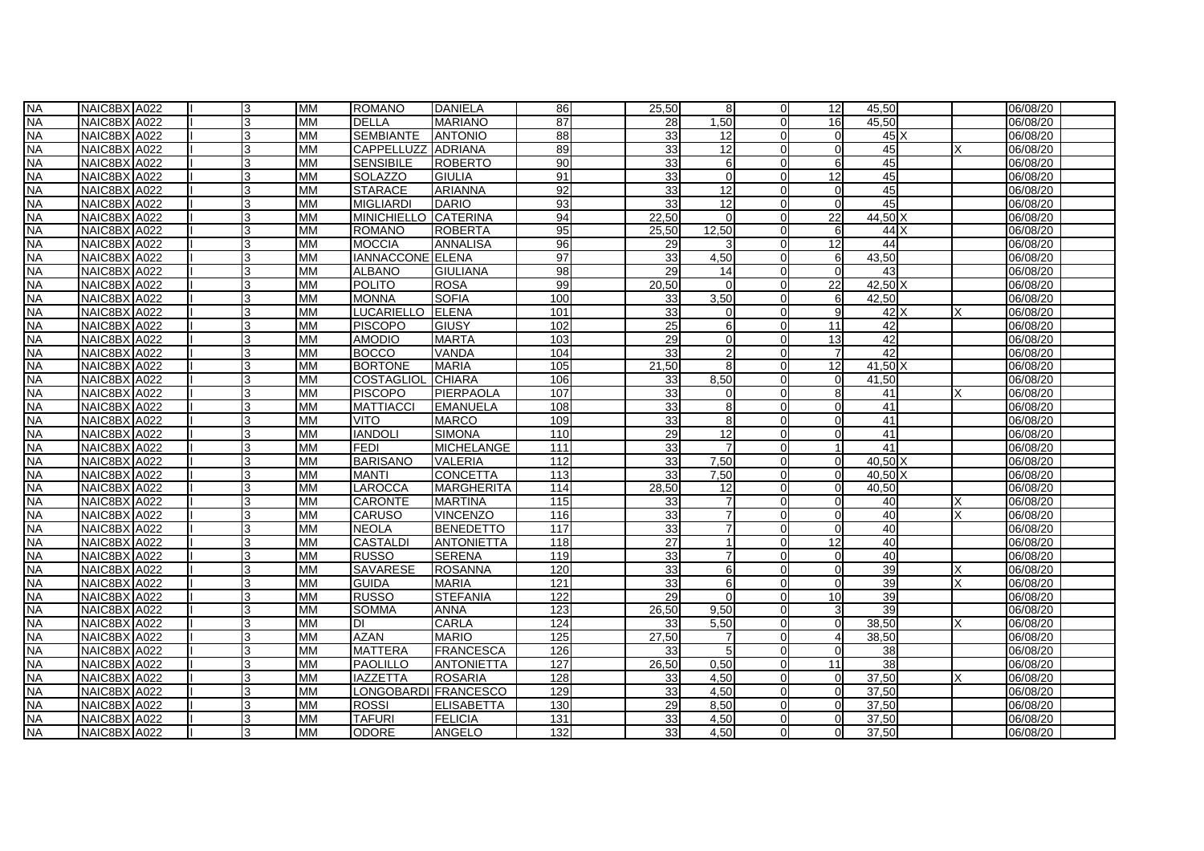| | | | | | | | | | | | | | | | | | |
|---|---|---|---|---|---|---|---|---|---|---|---|---|---|---|---|---|---|
| NA | NAIC8BX | A022 | I | 3 | MM | ROMANO | DANIELA | 86 | | 25,50 | 8 | 0 | 12 | 45,50 | | | 06/08/20 |
| NA | NAIC8BX | A022 | I | 3 | MM | DELLA | MARIANO | 87 | | 28 | 1,50 | 0 | 16 | 45,50 | | | 06/08/20 |
| NA | NAIC8BX | A022 | I | 3 | MM | SEMBIANTE | ANTONIO | 88 | | 33 | 12 | 0 | 0 | 45 | X | | 06/08/20 |
| NA | NAIC8BX | A022 | I | 3 | MM | CAPPELLUZZ | ADRIANA | 89 | | 33 | 12 | 0 | 0 | 45 | | X | 06/08/20 |
| NA | NAIC8BX | A022 | I | 3 | MM | SENSIBILE | ROBERTO | 90 | | 33 | 6 | 0 | 6 | 45 | | | 06/08/20 |
| NA | NAIC8BX | A022 | I | 3 | MM | SOLAZZO | GIULIA | 91 | | 33 | 0 | 0 | 12 | 45 | | | 06/08/20 |
| NA | NAIC8BX | A022 | I | 3 | MM | STARACE | ARIANNA | 92 | | 33 | 12 | 0 | 0 | 45 | | | 06/08/20 |
| NA | NAIC8BX | A022 | I | 3 | MM | MIGLIARDI | DARIO | 93 | | 33 | 12 | 0 | 0 | 45 | | | 06/08/20 |
| NA | NAIC8BX | A022 | I | 3 | MM | MINICHIELLO | CATERINA | 94 | | 22,50 | 0 | 0 | 22 | 44,50 | X | | 06/08/20 |
| NA | NAIC8BX | A022 | I | 3 | MM | ROMANO | ROBERTA | 95 | | 25,50 | 12,50 | 0 | 6 | 44 | X | | 06/08/20 |
| NA | NAIC8BX | A022 | I | 3 | MM | MOCCIA | ANNALISA | 96 | | 29 | 3 | 0 | 12 | 44 | | | 06/08/20 |
| NA | NAIC8BX | A022 | I | 3 | MM | IANNACCONE | ELENA | 97 | | 33 | 4,50 | 0 | 6 | 43,50 | | | 06/08/20 |
| NA | NAIC8BX | A022 | I | 3 | MM | ALBANO | GIULIANA | 98 | | 29 | 14 | 0 | 0 | 43 | | | 06/08/20 |
| NA | NAIC8BX | A022 | I | 3 | MM | POLITO | ROSA | 99 | | 20,50 | 0 | 0 | 22 | 42,50 | X | | 06/08/20 |
| NA | NAIC8BX | A022 | I | 3 | MM | MONNA | SOFIA | 100 | | 33 | 3,50 | 0 | 6 | 42,50 | | | 06/08/20 |
| NA | NAIC8BX | A022 | I | 3 | MM | LUCARIELLO | ELENA | 101 | | 33 | 0 | 0 | 9 | 42 | X | X | 06/08/20 |
| NA | NAIC8BX | A022 | I | 3 | MM | PISCOPO | GIUSY | 102 | | 25 | 6 | 0 | 11 | 42 | | | 06/08/20 |
| NA | NAIC8BX | A022 | I | 3 | MM | AMODIO | MARTA | 103 | | 29 | 0 | 0 | 13 | 42 | | | 06/08/20 |
| NA | NAIC8BX | A022 | I | 3 | MM | BOCCO | VANDA | 104 | | 33 | 2 | 0 | 7 | 42 | | | 06/08/20 |
| NA | NAIC8BX | A022 | I | 3 | MM | BORTONE | MARIA | 105 | | 21,50 | 8 | 0 | 12 | 41,50 | X | | 06/08/20 |
| NA | NAIC8BX | A022 | I | 3 | MM | COSTAGLIOL | CHIARA | 106 | | 33 | 8,50 | 0 | 0 | 41,50 | | | 06/08/20 |
| NA | NAIC8BX | A022 | I | 3 | MM | PISCOPO | PIERPAOLA | 107 | | 33 | 0 | 0 | 8 | 41 | | X | 06/08/20 |
| NA | NAIC8BX | A022 | I | 3 | MM | MATTIACCI | EMANUELA | 108 | | 33 | 8 | 0 | 0 | 41 | | | 06/08/20 |
| NA | NAIC8BX | A022 | I | 3 | MM | VITO | MARCO | 109 | | 33 | 8 | 0 | 0 | 41 | | | 06/08/20 |
| NA | NAIC8BX | A022 | I | 3 | MM | IANDOLI | SIMONA | 110 | | 29 | 12 | 0 | 0 | 41 | | | 06/08/20 |
| NA | NAIC8BX | A022 | I | 3 | MM | FEDI | MICHELANGE | 111 | | 33 | 7 | 0 | 1 | 41 | | | 06/08/20 |
| NA | NAIC8BX | A022 | I | 3 | MM | BARISANO | VALERIA | 112 | | 33 | 7,50 | 0 | 0 | 40,50 | X | | 06/08/20 |
| NA | NAIC8BX | A022 | I | 3 | MM | MANTI | CONCETTA | 113 | | 33 | 7,50 | 0 | 0 | 40,50 | X | | 06/08/20 |
| NA | NAIC8BX | A022 | I | 3 | MM | LAROCCA | MARGHERITA | 114 | | 28,50 | 12 | 0 | 0 | 40,50 | | | 06/08/20 |
| NA | NAIC8BX | A022 | I | 3 | MM | CARONTE | MARTINA | 115 | | 33 | 7 | 0 | 0 | 40 | | X | 06/08/20 |
| NA | NAIC8BX | A022 | I | 3 | MM | CARUSO | VINCENZO | 116 | | 33 | 7 | 0 | 0 | 40 | | X | 06/08/20 |
| NA | NAIC8BX | A022 | I | 3 | MM | NEOLA | BENEDETTO | 117 | | 33 | 7 | 0 | 0 | 40 | | | 06/08/20 |
| NA | NAIC8BX | A022 | I | 3 | MM | CASTALDI | ANTONIETTA | 118 | | 27 | 1 | 0 | 12 | 40 | | | 06/08/20 |
| NA | NAIC8BX | A022 | I | 3 | MM | RUSSO | SERENA | 119 | | 33 | 7 | 0 | 0 | 40 | | | 06/08/20 |
| NA | NAIC8BX | A022 | I | 3 | MM | SAVARESE | ROSANNA | 120 | | 33 | 6 | 0 | 0 | 39 | | X | 06/08/20 |
| NA | NAIC8BX | A022 | I | 3 | MM | GUIDA | MARIA | 121 | | 33 | 6 | 0 | 0 | 39 | | X | 06/08/20 |
| NA | NAIC8BX | A022 | I | 3 | MM | RUSSO | STEFANIA | 122 | | 29 | 0 | 0 | 10 | 39 | | | 06/08/20 |
| NA | NAIC8BX | A022 | I | 3 | MM | SOMMA | ANNA | 123 | | 26,50 | 9,50 | 0 | 3 | 39 | | | 06/08/20 |
| NA | NAIC8BX | A022 | I | 3 | MM | DI | CARLA | 124 | | 33 | 5,50 | 0 | 0 | 38,50 | | X | 06/08/20 |
| NA | NAIC8BX | A022 | I | 3 | MM | AZAN | MARIO | 125 | | 27,50 | 7 | 0 | 4 | 38,50 | | | 06/08/20 |
| NA | NAIC8BX | A022 | I | 3 | MM | MATTERA | FRANCESCA | 126 | | 33 | 5 | 0 | 0 | 38 | | | 06/08/20 |
| NA | NAIC8BX | A022 | I | 3 | MM | PAOLILLO | ANTONIETTA | 127 | | 26,50 | 0,50 | 0 | 11 | 38 | | | 06/08/20 |
| NA | NAIC8BX | A022 | I | 3 | MM | IAZZETTA | ROSARIA | 128 | | 33 | 4,50 | 0 | 0 | 37,50 | | X | 06/08/20 |
| NA | NAIC8BX | A022 | I | 3 | MM | LONGOBARDI | FRANCESCO | 129 | | 33 | 4,50 | 0 | 0 | 37,50 | | | 06/08/20 |
| NA | NAIC8BX | A022 | I | 3 | MM | ROSSI | ELISABETTA | 130 | | 29 | 8,50 | 0 | 0 | 37,50 | | | 06/08/20 |
| NA | NAIC8BX | A022 | I | 3 | MM | TAFURI | FELICIA | 131 | | 33 | 4,50 | 0 | 0 | 37,50 | | | 06/08/20 |
| NA | NAIC8BX | A022 | I | 3 | MM | ODORE | ANGELO | 132 | | 33 | 4,50 | 0 | 0 | 37,50 | | | 06/08/20 |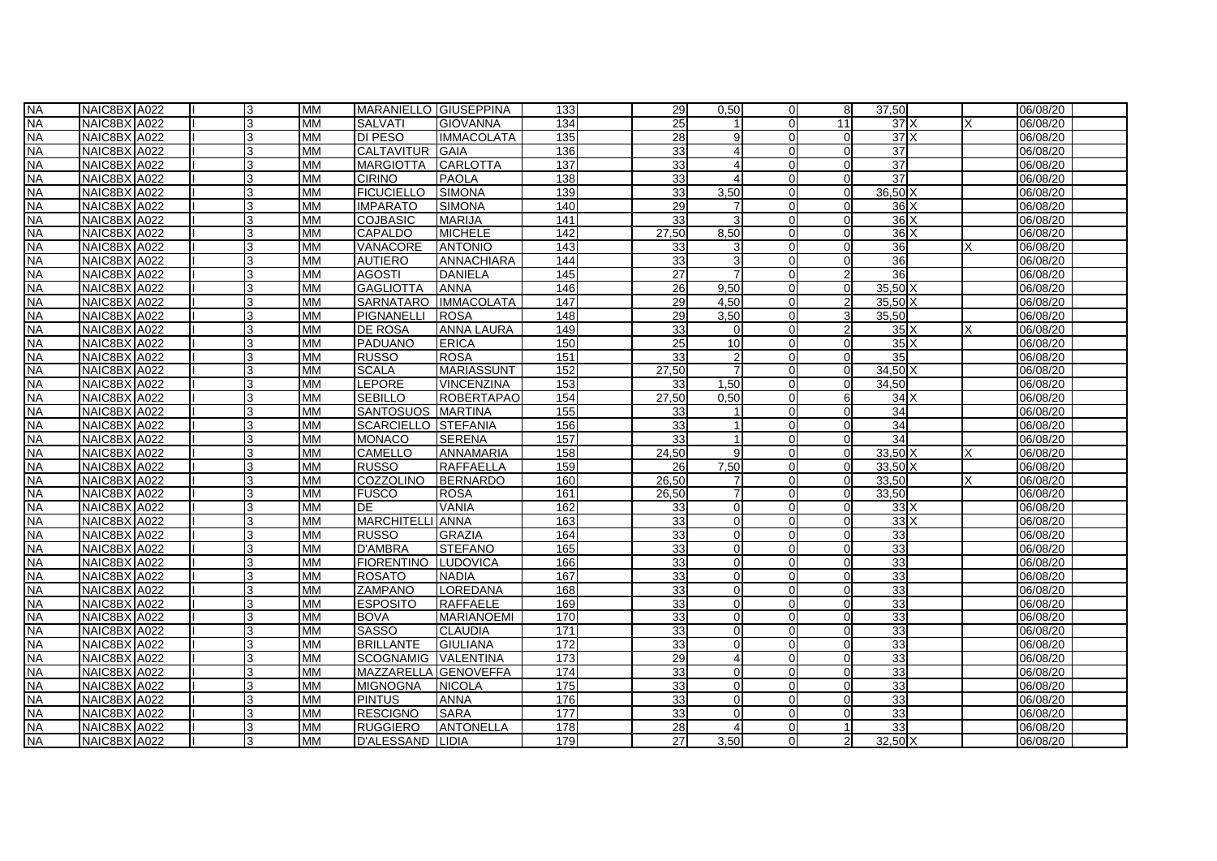| | | | | | | | | | | | | | | | | | |
|---|---|---|---|---|---|---|---|---|---|---|---|---|---|---|---|---|---|
| NA | NAIC8BX | A022 | I | 3 | MM | MARANIELLO | GIUSEPPINA | 133 | 29 | 0,50 | 0 | 8 | 37,50 | | | 06/08/20 | |
| NA | NAIC8BX | A022 | I | 3 | MM | SALVATI | GIOVANNA | 134 | 25 | 1 | 0 | 11 | 37 | X | X | 06/08/20 | |
| NA | NAIC8BX | A022 | I | 3 | MM | DI PESO | IMMACOLATA | 135 | 28 | 9 | 0 | 0 | 37 | X | | 06/08/20 | |
| NA | NAIC8BX | A022 | I | 3 | MM | CALTAVITUR | GAIA | 136 | 33 | 4 | 0 | 0 | 37 | | | 06/08/20 | |
| NA | NAIC8BX | A022 | I | 3 | MM | MARGIOTTA | CARLOTTA | 137 | 33 | 4 | 0 | 0 | 37 | | | 06/08/20 | |
| NA | NAIC8BX | A022 | I | 3 | MM | CIRINO | PAOLA | 138 | 33 | 4 | 0 | 0 | 37 | | | 06/08/20 | |
| NA | NAIC8BX | A022 | I | 3 | MM | FICUCIELLO | SIMONA | 139 | 33 | 3,50 | 0 | 0 | 36,50 | X | | 06/08/20 | |
| NA | NAIC8BX | A022 | I | 3 | MM | IMPARATO | SIMONA | 140 | 29 | 7 | 0 | 0 | 36 | X | | 06/08/20 | |
| NA | NAIC8BX | A022 | I | 3 | MM | COJBASIC | MARIJA | 141 | 33 | 3 | 0 | 0 | 36 | X | | 06/08/20 | |
| NA | NAIC8BX | A022 | I | 3 | MM | CAPALDO | MICHELE | 142 | 27,50 | 8,50 | 0 | 0 | 36 | X | | 06/08/20 | |
| NA | NAIC8BX | A022 | I | 3 | MM | VANACORE | ANTONIO | 143 | 33 | 3 | 0 | 0 | 36 | | X | 06/08/20 | |
| NA | NAIC8BX | A022 | I | 3 | MM | AUTIERO | ANNACHIARA | 144 | 33 | 3 | 0 | 0 | 36 | | | 06/08/20 | |
| NA | NAIC8BX | A022 | I | 3 | MM | AGOSTI | DANIELA | 145 | 27 | 7 | 0 | 2 | 36 | | | 06/08/20 | |
| NA | NAIC8BX | A022 | I | 3 | MM | GAGLIOTTA | ANNA | 146 | 26 | 9,50 | 0 | 0 | 35,50 | X | | 06/08/20 | |
| NA | NAIC8BX | A022 | I | 3 | MM | SARNATARO | IMMACOLATA | 147 | 29 | 4,50 | 0 | 2 | 35,50 | X | | 06/08/20 | |
| NA | NAIC8BX | A022 | I | 3 | MM | PIGNANELLI | ROSA | 148 | 29 | 3,50 | 0 | 3 | 35,50 | | | 06/08/20 | |
| NA | NAIC8BX | A022 | I | 3 | MM | DE ROSA | ANNA LAURA | 149 | 33 | 0 | 0 | 2 | 35 | X | X | 06/08/20 | |
| NA | NAIC8BX | A022 | I | 3 | MM | PADUANO | ERICA | 150 | 25 | 10 | 0 | 0 | 35 | X | | 06/08/20 | |
| NA | NAIC8BX | A022 | I | 3 | MM | RUSSO | ROSA | 151 | 33 | 2 | 0 | 0 | 35 | | | 06/08/20 | |
| NA | NAIC8BX | A022 | I | 3 | MM | SCALA | MARIASSUNT | 152 | 27,50 | 7 | 0 | 0 | 34,50 | X | | 06/08/20 | |
| NA | NAIC8BX | A022 | I | 3 | MM | LEPORE | VINCENZINA | 153 | 33 | 1,50 | 0 | 0 | 34,50 | | | 06/08/20 | |
| NA | NAIC8BX | A022 | I | 3 | MM | SEBILLO | ROBERTAPAO | 154 | 27,50 | 0,50 | 0 | 6 | 34 | X | | 06/08/20 | |
| NA | NAIC8BX | A022 | I | 3 | MM | SANTOSUOS | MARTINA | 155 | 33 | 1 | 0 | 0 | 34 | | | 06/08/20 | |
| NA | NAIC8BX | A022 | I | 3 | MM | SCARCIELLO | STEFANIA | 156 | 33 | 1 | 0 | 0 | 34 | | | 06/08/20 | |
| NA | NAIC8BX | A022 | I | 3 | MM | MONACO | SERENA | 157 | 33 | 1 | 0 | 0 | 34 | | | 06/08/20 | |
| NA | NAIC8BX | A022 | I | 3 | MM | CAMELLO | ANNAMARIA | 158 | 24,50 | 9 | 0 | 0 | 33,50 | X | X | 06/08/20 | |
| NA | NAIC8BX | A022 | I | 3 | MM | RUSSO | RAFFAELLA | 159 | 26 | 7,50 | 0 | 0 | 33,50 | X | | 06/08/20 | |
| NA | NAIC8BX | A022 | I | 3 | MM | COZZOLINO | BERNARDO | 160 | 26,50 | 7 | 0 | 0 | 33,50 | | X | 06/08/20 | |
| NA | NAIC8BX | A022 | I | 3 | MM | FUSCO | ROSA | 161 | 26,50 | 7 | 0 | 0 | 33,50 | | | 06/08/20 | |
| NA | NAIC8BX | A022 | I | 3 | MM | DE | VANIA | 162 | 33 | 0 | 0 | 0 | 33 | X | | 06/08/20 | |
| NA | NAIC8BX | A022 | I | 3 | MM | MARCHITELLI | ANNA | 163 | 33 | 0 | 0 | 0 | 33 | X | | 06/08/20 | |
| NA | NAIC8BX | A022 | I | 3 | MM | RUSSO | GRAZIA | 164 | 33 | 0 | 0 | 0 | 33 | | | 06/08/20 | |
| NA | NAIC8BX | A022 | I | 3 | MM | D'AMBRA | STEFANO | 165 | 33 | 0 | 0 | 0 | 33 | | | 06/08/20 | |
| NA | NAIC8BX | A022 | I | 3 | MM | FIORENTINO | LUDOVICA | 166 | 33 | 0 | 0 | 0 | 33 | | | 06/08/20 | |
| NA | NAIC8BX | A022 | I | 3 | MM | ROSATO | NADIA | 167 | 33 | 0 | 0 | 0 | 33 | | | 06/08/20 | |
| NA | NAIC8BX | A022 | I | 3 | MM | ZAMPANO | LOREDANA | 168 | 33 | 0 | 0 | 0 | 33 | | | 06/08/20 | |
| NA | NAIC8BX | A022 | I | 3 | MM | ESPOSITO | RAFFAELE | 169 | 33 | 0 | 0 | 0 | 33 | | | 06/08/20 | |
| NA | NAIC8BX | A022 | I | 3 | MM | BOVA | MARIANOEMI | 170 | 33 | 0 | 0 | 0 | 33 | | | 06/08/20 | |
| NA | NAIC8BX | A022 | I | 3 | MM | SASSO | CLAUDIA | 171 | 33 | 0 | 0 | 0 | 33 | | | 06/08/20 | |
| NA | NAIC8BX | A022 | I | 3 | MM | BRILLANTE | GIULIANA | 172 | 33 | 0 | 0 | 0 | 33 | | | 06/08/20 | |
| NA | NAIC8BX | A022 | I | 3 | MM | SCOGNAMIG | VALENTINA | 173 | 29 | 4 | 0 | 0 | 33 | | | 06/08/20 | |
| NA | NAIC8BX | A022 | I | 3 | MM | MAZZARELLA | GENOVEFFA | 174 | 33 | 0 | 0 | 0 | 33 | | | 06/08/20 | |
| NA | NAIC8BX | A022 | I | 3 | MM | MIGNOGNA | NICOLA | 175 | 33 | 0 | 0 | 0 | 33 | | | 06/08/20 | |
| NA | NAIC8BX | A022 | I | 3 | MM | PINTUS | ANNA | 176 | 33 | 0 | 0 | 0 | 33 | | | 06/08/20 | |
| NA | NAIC8BX | A022 | I | 3 | MM | RESCIGNO | SARA | 177 | 33 | 0 | 0 | 0 | 33 | | | 06/08/20 | |
| NA | NAIC8BX | A022 | I | 3 | MM | RUGGIERO | ANTONELLA | 178 | 28 | 4 | 0 | 1 | 33 | | | 06/08/20 | |
| NA | NAIC8BX | A022 | I | 3 | MM | D'ALESSAND | LIDIA | 179 | 27 | 3,50 | 0 | 2 | 32,50 | X | | 06/08/20 | |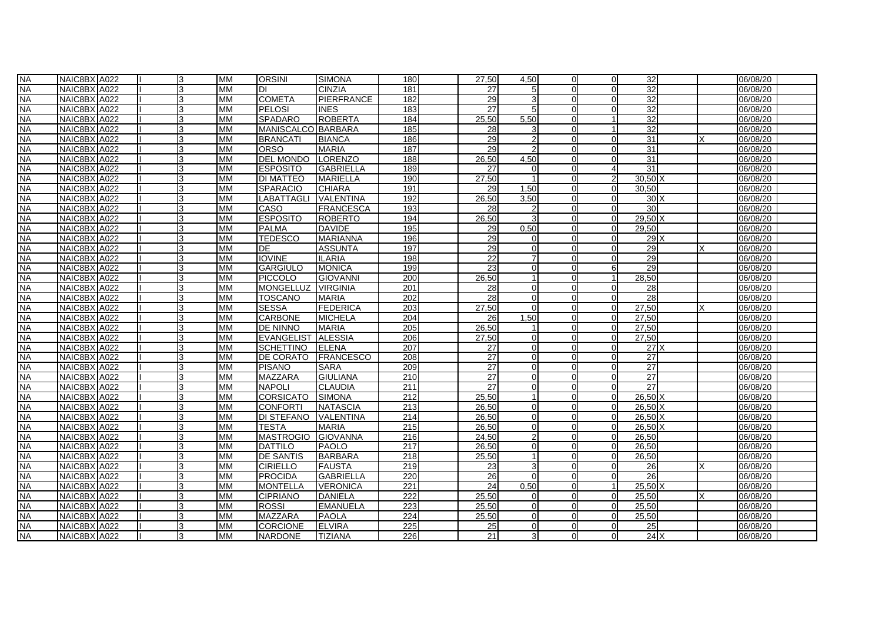| | | | | | | | | | | | | | | | | | |
|---|---|---|---|---|---|---|---|---|---|---|---|---|---|---|---|---|---|
| NA | NAIC8BX | A022 | | I | 3 | MM | ORSINI | SIMONA | 180 | 27,50 | 4,50 | 0 | 0 | 32 | | | 06/08/20 |
| NA | NAIC8BX | A022 | | I | 3 | MM | DI | CINZIA | 181 | 27 | 5 | 0 | 0 | 32 | | | 06/08/20 |
| NA | NAIC8BX | A022 | | I | 3 | MM | COMETA | PIERFRANCE | 182 | 29 | 3 | 0 | 0 | 32 | | | 06/08/20 |
| NA | NAIC8BX | A022 | | I | 3 | MM | PELOSI | INES | 183 | 27 | 5 | 0 | 0 | 32 | | | 06/08/20 |
| NA | NAIC8BX | A022 | | I | 3 | MM | SPADARO | ROBERTA | 184 | 25,50 | 5,50 | 0 | 1 | 32 | | | 06/08/20 |
| NA | NAIC8BX | A022 | | I | 3 | MM | MANISCALCO | BARBARA | 185 | 28 | 3 | 0 | 1 | 32 | | | 06/08/20 |
| NA | NAIC8BX | A022 | | I | 3 | MM | BRANCATI | BIANCA | 186 | 29 | 2 | 0 | 0 | 31 | | X | 06/08/20 |
| NA | NAIC8BX | A022 | | I | 3 | MM | ORSO | MARIA | 187 | 29 | 2 | 0 | 0 | 31 | | | 06/08/20 |
| NA | NAIC8BX | A022 | | I | 3 | MM | DEL MONDO | LORENZO | 188 | 26,50 | 4,50 | 0 | 0 | 31 | | | 06/08/20 |
| NA | NAIC8BX | A022 | | I | 3 | MM | ESPOSITO | GABRIELLA | 189 | 27 | 0 | 0 | 4 | 31 | | | 06/08/20 |
| NA | NAIC8BX | A022 | | I | 3 | MM | DI MATTEO | MARIELLA | 190 | 27,50 | 1 | 0 | 2 | 30,50 | X | | 06/08/20 |
| NA | NAIC8BX | A022 | | I | 3 | MM | SPARACIO | CHIARA | 191 | 29 | 1,50 | 0 | 0 | 30,50 | | | 06/08/20 |
| NA | NAIC8BX | A022 | | I | 3 | MM | LABATTAGLI | VALENTINA | 192 | 26,50 | 3,50 | 0 | 0 | 30 | X | | 06/08/20 |
| NA | NAIC8BX | A022 | | I | 3 | MM | CASO | FRANCESCA | 193 | 28 | 2 | 0 | 0 | 30 | | | 06/08/20 |
| NA | NAIC8BX | A022 | | I | 3 | MM | ESPOSITO | ROBERTO | 194 | 26,50 | 3 | 0 | 0 | 29,50 | X | | 06/08/20 |
| NA | NAIC8BX | A022 | | I | 3 | MM | PALMA | DAVIDE | 195 | 29 | 0,50 | 0 | 0 | 29,50 | | | 06/08/20 |
| NA | NAIC8BX | A022 | | I | 3 | MM | TEDESCO | MARIANNA | 196 | 29 | 0 | 0 | 0 | 29 | X | | 06/08/20 |
| NA | NAIC8BX | A022 | | I | 3 | MM | DE | ASSUNTA | 197 | 29 | 0 | 0 | 0 | 29 | | X | 06/08/20 |
| NA | NAIC8BX | A022 | | I | 3 | MM | IOVINE | ILARIA | 198 | 22 | 7 | 0 | 0 | 29 | | | 06/08/20 |
| NA | NAIC8BX | A022 | | I | 3 | MM | GARGIULO | MONICA | 199 | 23 | 0 | 0 | 6 | 29 | | | 06/08/20 |
| NA | NAIC8BX | A022 | | I | 3 | MM | PICCOLO | GIOVANNI | 200 | 26,50 | 1 | 0 | 1 | 28,50 | | | 06/08/20 |
| NA | NAIC8BX | A022 | | I | 3 | MM | MONGELLUZ | VIRGINIA | 201 | 28 | 0 | 0 | 0 | 28 | | | 06/08/20 |
| NA | NAIC8BX | A022 | | I | 3 | MM | TOSCANO | MARIA | 202 | 28 | 0 | 0 | 0 | 28 | | | 06/08/20 |
| NA | NAIC8BX | A022 | | I | 3 | MM | SESSA | FEDERICA | 203 | 27,50 | 0 | 0 | 0 | 27,50 | | X | 06/08/20 |
| NA | NAIC8BX | A022 | | I | 3 | MM | CARBONE | MICHELA | 204 | 26 | 1,50 | 0 | 0 | 27,50 | | | 06/08/20 |
| NA | NAIC8BX | A022 | | I | 3 | MM | DE NINNO | MARIA | 205 | 26,50 | 1 | 0 | 0 | 27,50 | | | 06/08/20 |
| NA | NAIC8BX | A022 | | I | 3 | MM | EVANGELIST | ALESSIA | 206 | 27,50 | 0 | 0 | 0 | 27,50 | | | 06/08/20 |
| NA | NAIC8BX | A022 | | I | 3 | MM | SCHETTINO | ELENA | 207 | 27 | 0 | 0 | 0 | 27 | X | | 06/08/20 |
| NA | NAIC8BX | A022 | | I | 3 | MM | DE CORATO | FRANCESCO | 208 | 27 | 0 | 0 | 0 | 27 | | | 06/08/20 |
| NA | NAIC8BX | A022 | | I | 3 | MM | PISANO | SARA | 209 | 27 | 0 | 0 | 0 | 27 | | | 06/08/20 |
| NA | NAIC8BX | A022 | | I | 3 | MM | MAZZARA | GIULIANA | 210 | 27 | 0 | 0 | 0 | 27 | | | 06/08/20 |
| NA | NAIC8BX | A022 | | I | 3 | MM | NAPOLI | CLAUDIA | 211 | 27 | 0 | 0 | 0 | 27 | | | 06/08/20 |
| NA | NAIC8BX | A022 | | I | 3 | MM | CORSICATO | SIMONA | 212 | 25,50 | 1 | 0 | 0 | 26,50 | X | | 06/08/20 |
| NA | NAIC8BX | A022 | | I | 3 | MM | CONFORTI | NATASCIA | 213 | 26,50 | 0 | 0 | 0 | 26,50 | X | | 06/08/20 |
| NA | NAIC8BX | A022 | | I | 3 | MM | DI STEFANO | VALENTINA | 214 | 26,50 | 0 | 0 | 0 | 26,50 | X | | 06/08/20 |
| NA | NAIC8BX | A022 | | I | 3 | MM | TESTA | MARIA | 215 | 26,50 | 0 | 0 | 0 | 26,50 | X | | 06/08/20 |
| NA | NAIC8BX | A022 | | I | 3 | MM | MASTROGIO | GIOVANNA | 216 | 24,50 | 2 | 0 | 0 | 26,50 | | | 06/08/20 |
| NA | NAIC8BX | A022 | | I | 3 | MM | DATTILO | PAOLO | 217 | 26,50 | 0 | 0 | 0 | 26,50 | | | 06/08/20 |
| NA | NAIC8BX | A022 | | I | 3 | MM | DE SANTIS | BARBARA | 218 | 25,50 | 1 | 0 | 0 | 26,50 | | | 06/08/20 |
| NA | NAIC8BX | A022 | | I | 3 | MM | CIRIELLO | FAUSTA | 219 | 23 | 3 | 0 | 0 | 26 | | X | 06/08/20 |
| NA | NAIC8BX | A022 | | I | 3 | MM | PROCIDA | GABRIELLA | 220 | 26 | 0 | 0 | 0 | 26 | | | 06/08/20 |
| NA | NAIC8BX | A022 | | I | 3 | MM | MONTELLA | VERONICA | 221 | 24 | 0,50 | 0 | 1 | 25,50 | X | | 06/08/20 |
| NA | NAIC8BX | A022 | | I | 3 | MM | CIPRIANO | DANIELA | 222 | 25,50 | 0 | 0 | 0 | 25,50 | | X | 06/08/20 |
| NA | NAIC8BX | A022 | | I | 3 | MM | ROSSI | EMANUELA | 223 | 25,50 | 0 | 0 | 0 | 25,50 | | | 06/08/20 |
| NA | NAIC8BX | A022 | | I | 3 | MM | MAZZARA | PAOLA | 224 | 25,50 | 0 | 0 | 0 | 25,50 | | | 06/08/20 |
| NA | NAIC8BX | A022 | | I | 3 | MM | CORCIONE | ELVIRA | 225 | 25 | 0 | 0 | 0 | 25 | | | 06/08/20 |
| NA | NAIC8BX | A022 | | I | 3 | MM | NARDONE | TIZIANA | 226 | 21 | 3 | 0 | 0 | 24 | X | | 06/08/20 |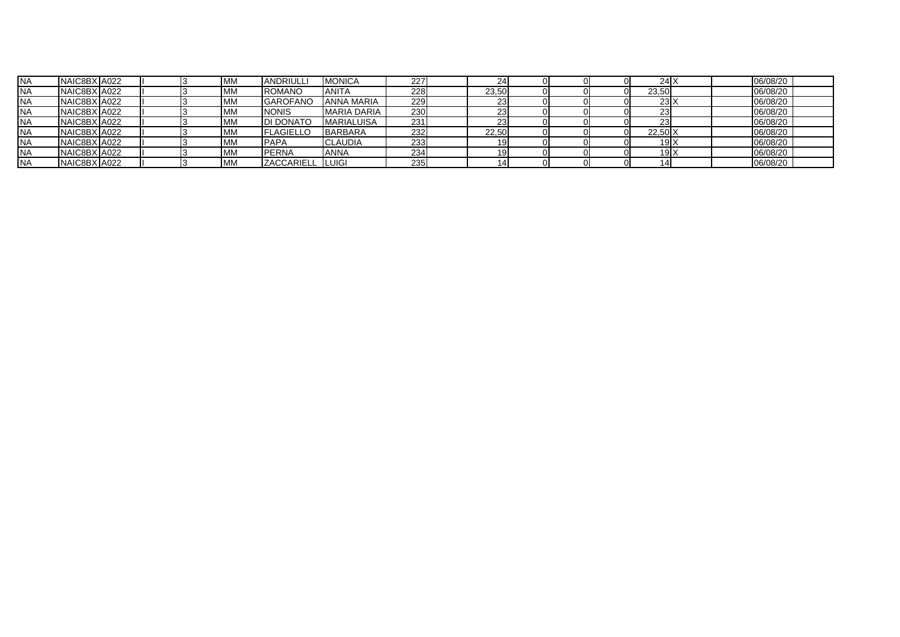| | | | | | | | | | | | | | | | | | | |
|---|---|---|---|---|---|---|---|---|---|---|---|---|---|---|---|---|---|---|
| NA | NAIC8BX | A022 | I | 3 | MM | ANDRIULLI | MONICA | 227 | | 24 | 0 | 0 | 0 | 24 | X | | 06/08/20 | |
| NA | NAIC8BX | A022 | I | 3 | MM | ROMANO | ANITA | 228 | | 23,50 | 0 | 0 | 0 | 23,50 | | | 06/08/20 | |
| NA | NAIC8BX | A022 | I | 3 | MM | GAROFANO | ANNA MARIA | 229 | | 23 | 0 | 0 | 0 | 23 | X | | 06/08/20 | |
| NA | NAIC8BX | A022 | I | 3 | MM | NONIS | MARIA DARIA | 230 | | 23 | 0 | 0 | 0 | 23 | | | 06/08/20 | |
| NA | NAIC8BX | A022 | I | 3 | MM | DI DONATO | MARIALUISA | 231 | | 23 | 0 | 0 | 0 | 23 | | | 06/08/20 | |
| NA | NAIC8BX | A022 | I | 3 | MM | FLAGIELLO | BARBARA | 232 | | 22,50 | 0 | 0 | 0 | 22,50 | X | | 06/08/20 | |
| NA | NAIC8BX | A022 | I | 3 | MM | PAPA | CLAUDIA | 233 | | 19 | 0 | 0 | 0 | 19 | X | | 06/08/20 | |
| NA | NAIC8BX | A022 | I | 3 | MM | PERNA | ANNA | 234 | | 19 | 0 | 0 | 0 | 19 | X | | 06/08/20 | |
| NA | NAIC8BX | A022 | I | 3 | MM | ZACCARIELL | LUIGI | 235 | | 14 | 0 | 0 | 0 | 14 | | | 06/08/20 | |